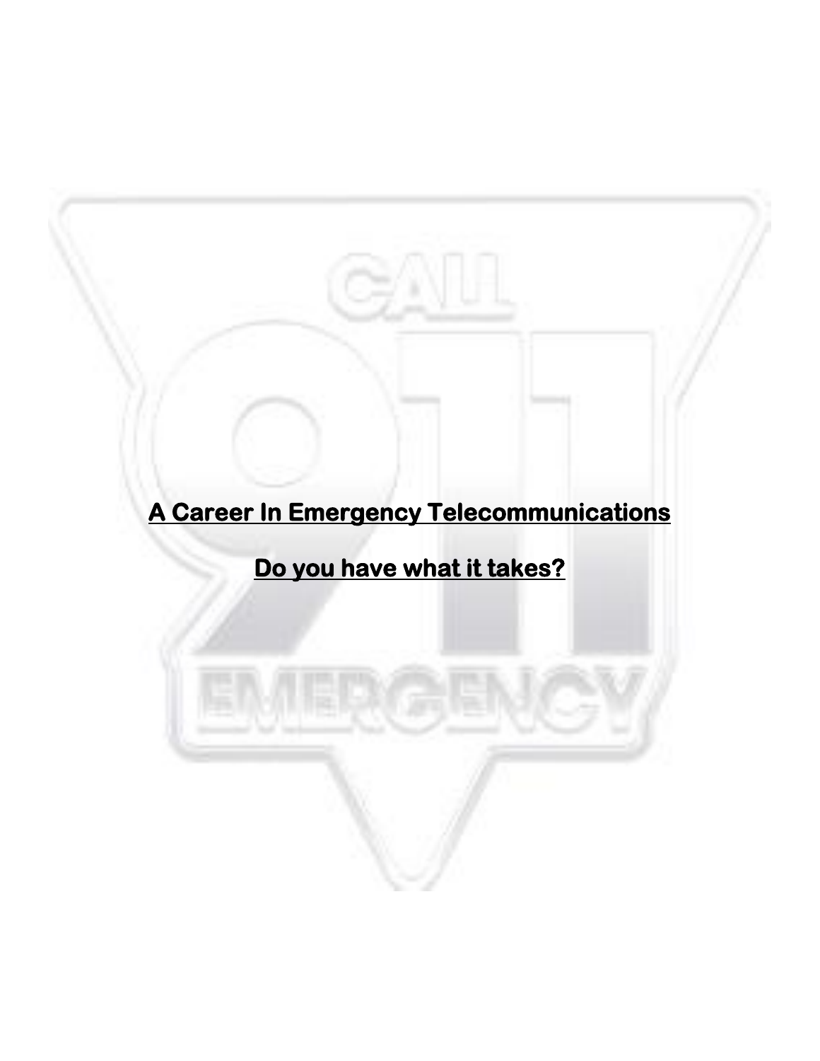# A Career In Emergency Telecommunications

## Do you have what it takes?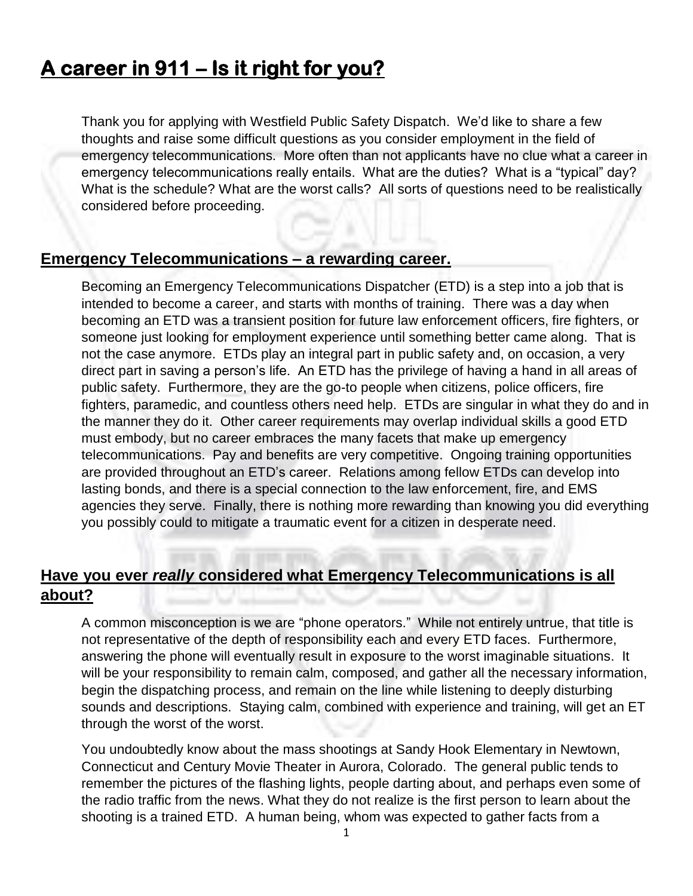# A career in 911 – Is it right for you?

Thank you for applying with Westfield Public Safety Dispatch. We'd like to share a few thoughts and raise some difficult questions as you consider employment in the field of emergency telecommunications. More often than not applicants have no clue what a career in emergency telecommunications really entails. What are the duties? What is a "typical" day? What is the schedule? What are the worst calls? All sorts of questions need to be realistically considered before proceeding.

## Emergency Telecommunications – a rewarding career.

Becoming an Emergency Telecommunications Dispatcher (ETD) is a step into a job that is intended to become a career, and starts with months of training. There was a day when becoming an ETD was a transient position for future law enforcement officers, fire fighters, or someone just looking for employment experience until something better came along. That is not the case anymore. ETDs play an integral part in public safety and, on occasion, a very direct part in saving a person's life. An ETD has the privilege of having a hand in all areas of public safety. Furthermore, they are the go-to people when citizens, police officers, fire fighters, paramedic, and countless others need help. ETDs are singular in what they do and in the manner they do it. Other career requirements may overlap individual skills a good ETD must embody, but no career embraces the many facets that make up emergency telecommunications. Pay and benefits are very competitive. Ongoing training opportunities are provided throughout an ETD's career. Relations among fellow ETDs can develop into lasting bonds, and there is a special connection to the law enforcement, fire, and EMS agencies they serve. Finally, there is nothing more rewarding than knowing you did everything you possibly could to mitigate a traumatic event for a citizen in desperate need.

## Have you ever *really* considered what Emergency Telecommunications is all about?

A common misconception is we are "phone operators." While not entirely untrue, that title is not representative of the depth of responsibility each and every ETD faces. Furthermore, answering the phone will eventually result in exposure to the worst imaginable situations. It will be your responsibility to remain calm, composed, and gather all the necessary information, begin the dispatching process, and remain on the line while listening to deeply disturbing sounds and descriptions. Staying calm, combined with experience and training, will get an ET through the worst of the worst.

You undoubtedly know about the mass shootings at Sandy Hook Elementary in Newtown, Connecticut and Century Movie Theater in Aurora, Colorado. The general public tends to remember the pictures of the flashing lights, people darting about, and perhaps even some of the radio traffic from the news. What they do not realize is the first person to learn about the shooting is a trained ETD. A human being, whom was expected to gather facts from a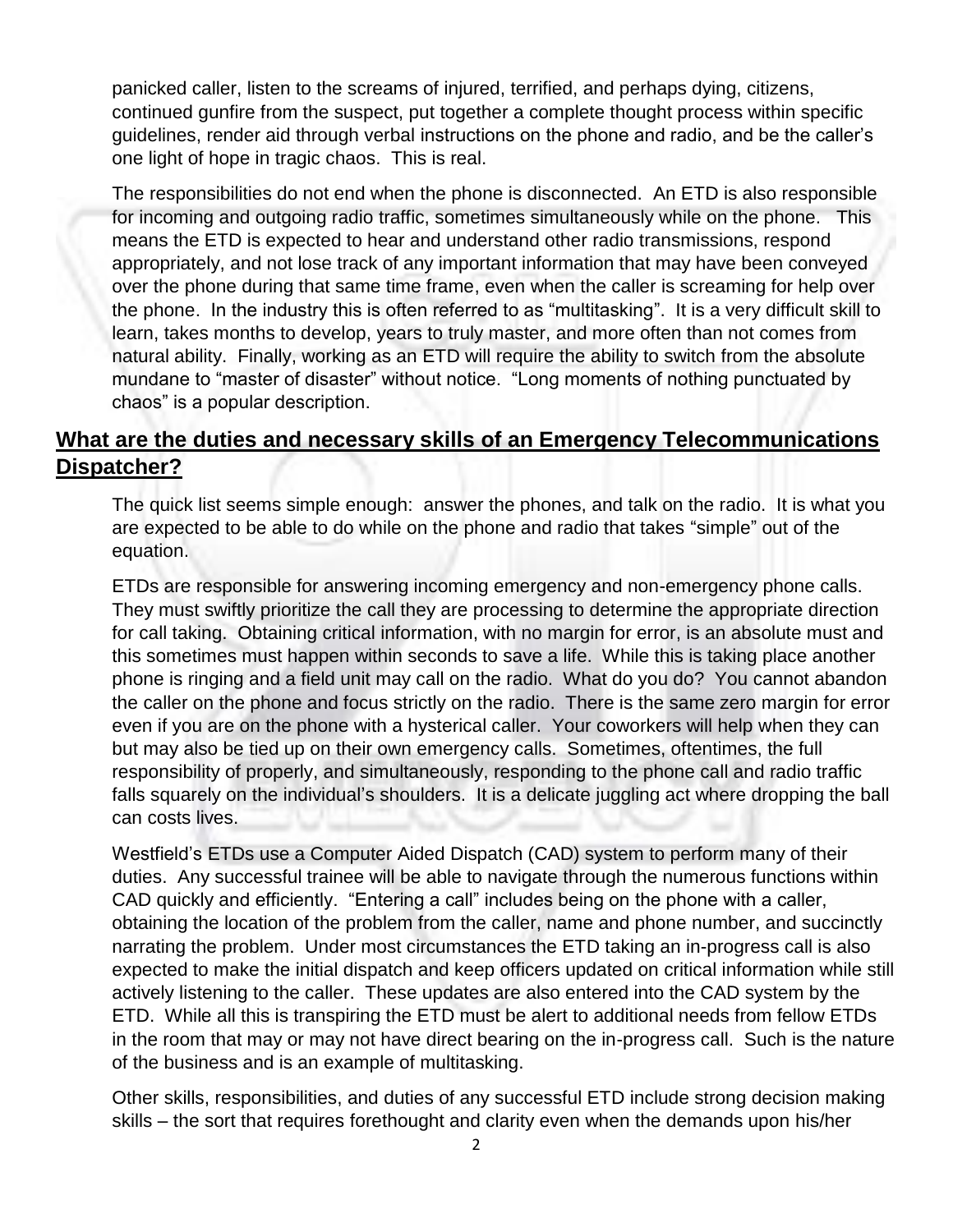panicked caller, listen to the screams of injured, terrified, and perhaps dying, citizens, continued gunfire from the suspect, put together a complete thought process within specific guidelines, render aid through verbal instructions on the phone and radio, and be the caller's one light of hope in tragic chaos. This is real.

The responsibilities do not end when the phone is disconnected. An ETD is also responsible for incoming and outgoing radio traffic, sometimes simultaneously while on the phone. This means the ETD is expected to hear and understand other radio transmissions, respond appropriately, and not lose track of any important information that may have been conveyed over the phone during that same time frame, even when the caller is screaming for help over the phone. In the industry this is often referred to as "multitasking". It is a very difficult skill to learn, takes months to develop, years to truly master, and more often than not comes from natural ability. Finally, working as an ETD will require the ability to switch from the absolute mundane to "master of disaster" without notice. "Long moments of nothing punctuated by chaos" is a popular description.

## What are the duties and necessary skills of an Emergency Telecommunications Dispatcher?

The quick list seems simple enough: answer the phones, and talk on the radio. It is what you are expected to be able to do while on the phone and radio that takes "simple" out of the equation.

ETDs are responsible for answering incoming emergency and non-emergency phone calls. They must swiftly prioritize the call they are processing to determine the appropriate direction for call taking. Obtaining critical information, with no margin for error, is an absolute must and this sometimes must happen within seconds to save a life. While this is taking place another phone is ringing and a field unit may call on the radio. What do you do? You cannot abandon the caller on the phone and focus strictly on the radio. There is the same zero margin for error even if you are on the phone with a hysterical caller. Your coworkers will help when they can but may also be tied up on their own emergency calls. Sometimes, oftentimes, the full responsibility of properly, and simultaneously, responding to the phone call and radio traffic falls squarely on the individual's shoulders. It is a delicate juggling act where dropping the ball can costs lives.

Westfield's ETDs use a Computer Aided Dispatch (CAD) system to perform many of their duties. Any successful trainee will be able to navigate through the numerous functions within CAD quickly and efficiently. "Entering a call" includes being on the phone with a caller, obtaining the location of the problem from the caller, name and phone number, and succinctly narrating the problem. Under most circumstances the ETD taking an in-progress call is also expected to make the initial dispatch and keep officers updated on critical information while still actively listening to the caller. These updates are also entered into the CAD system by the ETD. While all this is transpiring the ETD must be alert to additional needs from fellow ETDs in the room that may or may not have direct bearing on the in-progress call. Such is the nature of the business and is an example of multitasking.

Other skills, responsibilities, and duties of any successful ETD include strong decision making skills – the sort that requires forethought and clarity even when the demands upon his/her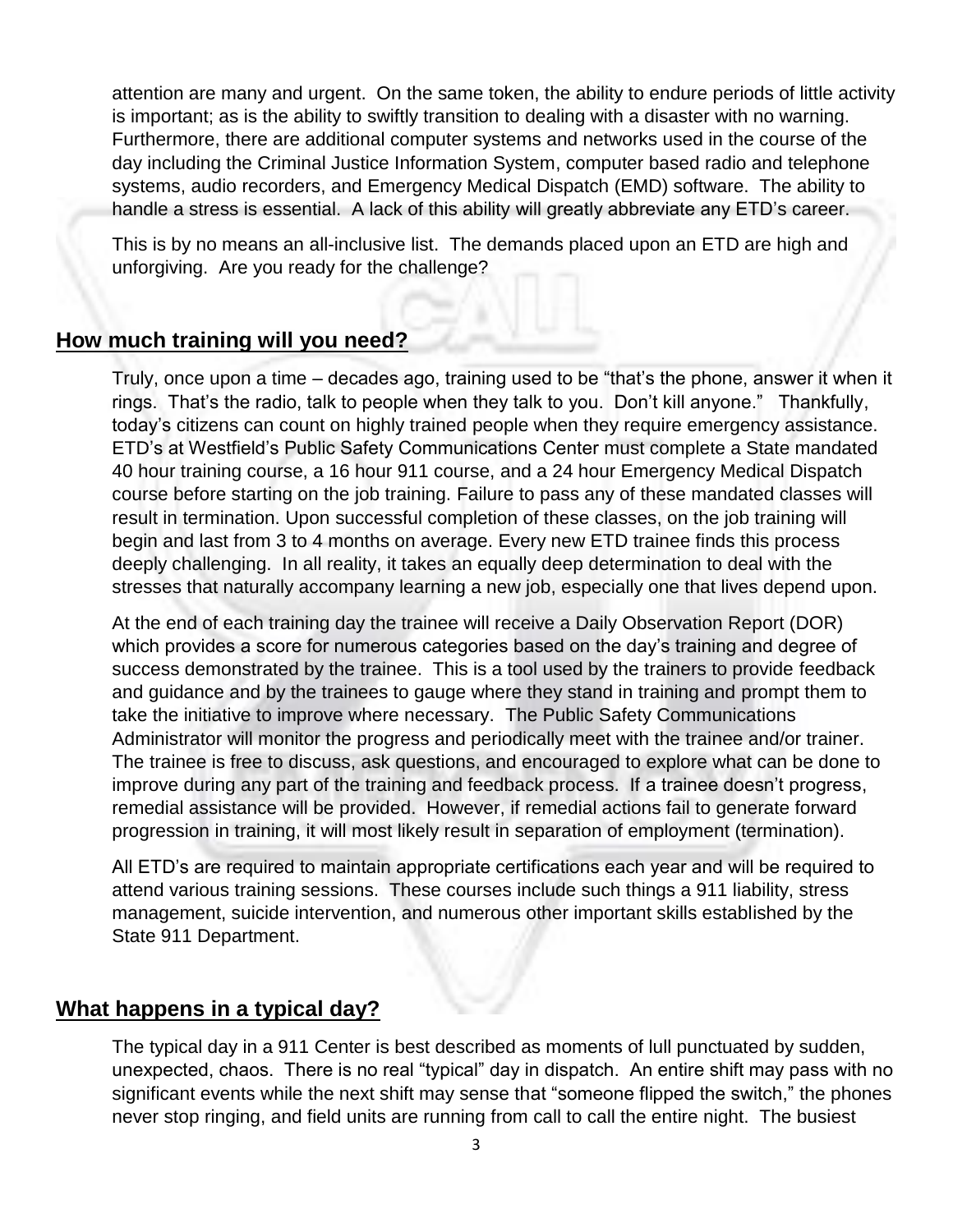attention are many and urgent. On the same token, the ability to endure periods of little activity is important; as is the ability to swiftly transition to dealing with a disaster with no warning. Furthermore, there are additional computer systems and networks used in the course of the day including the Criminal Justice Information System, computer based radio and telephone systems, audio recorders, and Emergency Medical Dispatch (EMD) software. The ability to handle a stress is essential. A lack of this ability will greatly abbreviate any ETD's career.

This is by no means an all-inclusive list. The demands placed upon an ETD are high and unforgiving. Are you ready for the challenge?

## How much training will you need?

Truly, once upon a time – decades ago, training used to be "that's the phone, answer it when it rings. That's the radio, talk to people when they talk to you. Don't kill anyone." Thankfully, today's citizens can count on highly trained people when they require emergency assistance. ETD's at Westfield's Public Safety Communications Center must complete a State mandated 40 hour training course, a 16 hour 911 course, and a 24 hour Emergency Medical Dispatch course before starting on the job training. Failure to pass any of these mandated classes will result in termination. Upon successful completion of these classes, on the job training will begin and last from 3 to 4 months on average. Every new ETD trainee finds this process deeply challenging. In all reality, it takes an equally deep determination to deal with the stresses that naturally accompany learning a new job, especially one that lives depend upon.

At the end of each training day the trainee will receive a Daily Observation Report (DOR) which provides a score for numerous categories based on the day's training and degree of success demonstrated by the trainee. This is a tool used by the trainers to provide feedback and guidance and by the trainees to gauge where they stand in training and prompt them to take the initiative to improve where necessary. The Public Safety Communications Administrator will monitor the progress and periodically meet with the trainee and/or trainer. The trainee is free to discuss, ask questions, and encouraged to explore what can be done to improve during any part of the training and feedback process. If a trainee doesn't progress, remedial assistance will be provided. However, if remedial actions fail to generate forward progression in training, it will most likely result in separation of employment (termination).

All ETD's are required to maintain appropriate certifications each year and will be required to attend various training sessions. These courses include such things a 911 liability, stress management, suicide intervention, and numerous other important skills established by the State 911 Department.

## What happens in a typical day?

The typical day in a 911 Center is best described as moments of lull punctuated by sudden, unexpected, chaos. There is no real "typical" day in dispatch. An entire shift may pass with no significant events while the next shift may sense that "someone flipped the switch," the phones never stop ringing, and field units are running from call to call the entire night. The busiest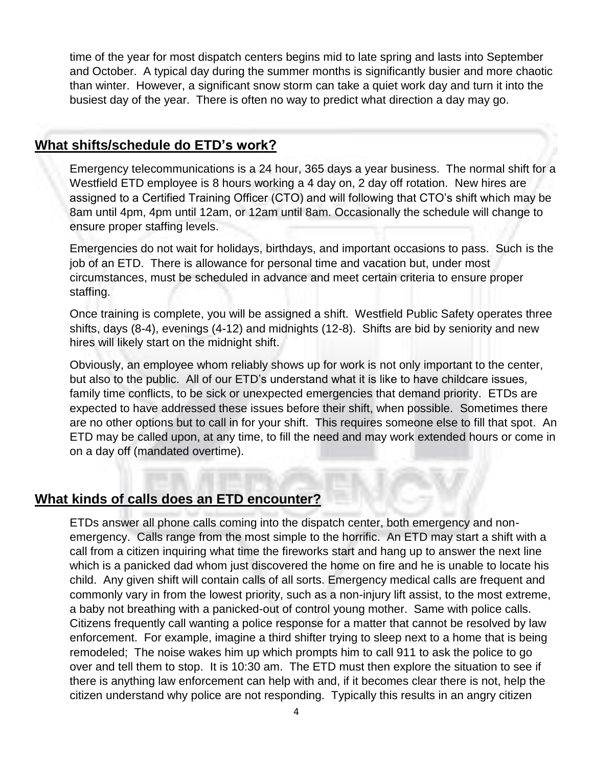time of the year for most dispatch centers begins mid to late spring and lasts into September and October. A typical day during the summer months is significantly busier and more chaotic than winter. However, a significant snow storm can take a quiet work day and turn it into the busiest day of the year. There is often no way to predict what direction a day may go.

## What shifts/schedule do ETD's work?

Emergency telecommunications is a 24 hour, 365 days a year business. The normal shift for a Westfield ETD employee is 8 hours working a 4 day on, 2 day off rotation. New hires are assigned to a Certified Training Officer (CTO) and will following that CTO's shift which may be 8am until 4pm, 4pm until 12am, or 12am until 8am. Occasionally the schedule will change to ensure proper staffing levels.

Emergencies do not wait for holidays, birthdays, and important occasions to pass. Such is the job of an ETD. There is allowance for personal time and vacation but, under most circumstances, must be scheduled in advance and meet certain criteria to ensure proper staffing.

Once training is complete, you will be assigned a shift. Westfield Public Safety operates three shifts, days (8-4), evenings (4-12) and midnights (12-8). Shifts are bid by seniority and new hires will likely start on the midnight shift.

Obviously, an employee whom reliably shows up for work is not only important to the center, but also to the public. All of our ETD's understand what it is like to have childcare issues, family time conflicts, to be sick or unexpected emergencies that demand priority. ETDs are expected to have addressed these issues before their shift, when possible. Sometimes there are no other options but to call in for your shift. This requires someone else to fill that spot. An ETD may be called upon, at any time, to fill the need and may work extended hours or come in on a day off (mandated overtime).

## What kinds of calls does an ETD encounter?

ETDs answer all phone calls coming into the dispatch center, both emergency and non-emergency. Calls range from the most simple to the horrific. An ETD may start a shift with a call from a citizen inquiring what time the fireworks start and hang up to answer the next line which is a panicked dad whom just discovered the home on fire and he is unable to locate his child. Any given shift will contain calls of all sorts. Emergency medical calls are frequent and commonly vary in from the lowest priority, such as a non-injury lift assist, to the most extreme, a baby not breathing with a panicked-out of control young mother. Same with police calls. Citizens frequently call wanting a police response for a matter that cannot be resolved by law enforcement. For example, imagine a third shifter trying to sleep next to a home that is being remodeled; The noise wakes him up which prompts him to call 911 to ask the police to go over and tell them to stop. It is 10:30 am. The ETD must then explore the situation to see if there is anything law enforcement can help with and, if it becomes clear there is not, help the citizen understand why police are not responding. Typically this results in an angry citizen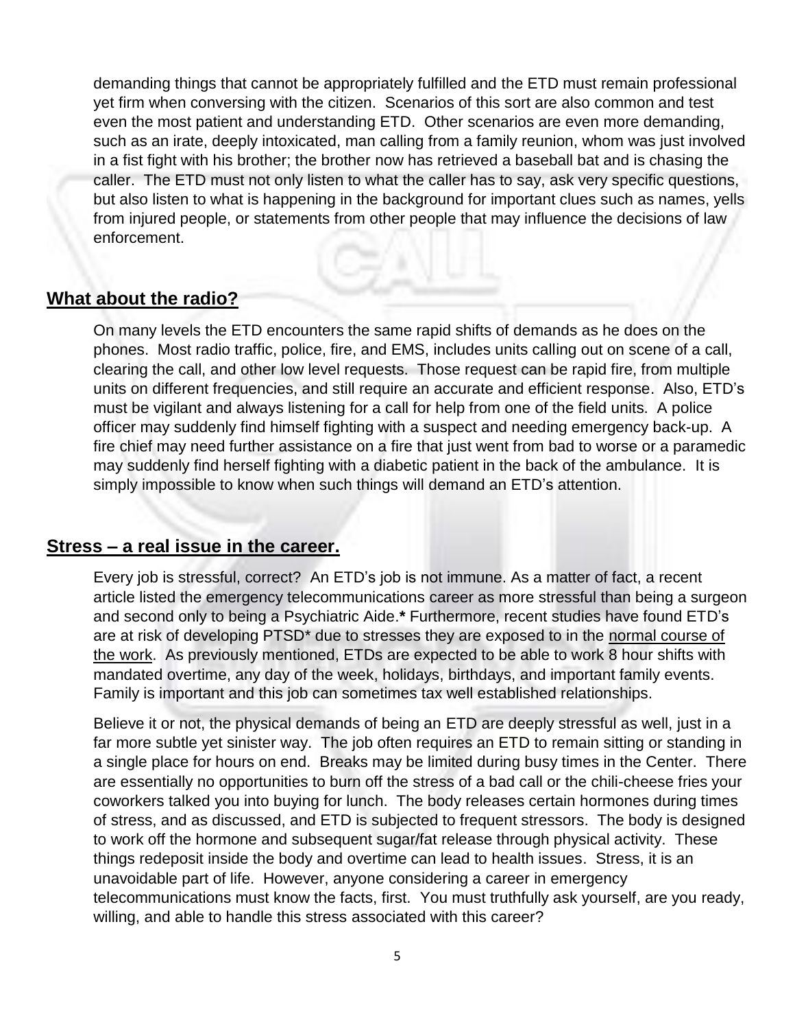demanding things that cannot be appropriately fulfilled and the ETD must remain professional yet firm when conversing with the citizen. Scenarios of this sort are also common and test even the most patient and understanding ETD. Other scenarios are even more demanding, such as an irate, deeply intoxicated, man calling from a family reunion, whom was just involved in a fist fight with his brother; the brother now has retrieved a baseball bat and is chasing the caller. The ETD must not only listen to what the caller has to say, ask very specific questions, but also listen to what is happening in the background for important clues such as names, yells from injured people, or statements from other people that may influence the decisions of law enforcement.

## What about the radio?

On many levels the ETD encounters the same rapid shifts of demands as he does on the phones. Most radio traffic, police, fire, and EMS, includes units calling out on scene of a call, clearing the call, and other low level requests. Those request can be rapid fire, from multiple units on different frequencies, and still require an accurate and efficient response. Also, ETD's must be vigilant and always listening for a call for help from one of the field units. A police officer may suddenly find himself fighting with a suspect and needing emergency back-up. A fire chief may need further assistance on a fire that just went from bad to worse or a paramedic may suddenly find herself fighting with a diabetic patient in the back of the ambulance. It is simply impossible to know when such things will demand an ETD's attention.

## Stress – a real issue in the career.

Every job is stressful, correct? An ETD's job is not immune. As a matter of fact, a recent article listed the emergency telecommunications career as more stressful than being a surgeon and second only to being a Psychiatric Aide.**\*** Furthermore, recent studies have found ETD's are at risk of developing PTSD* due to stresses they are exposed to in the <u>normal course of the work</u>. As previously mentioned, ETDs are expected to be able to work 8 hour shifts with mandated overtime, any day of the week, holidays, birthdays, and important family events. Family is important and this job can sometimes tax well established relationships.

Believe it or not, the physical demands of being an ETD are deeply stressful as well, just in a far more subtle yet sinister way. The job often requires an ETD to remain sitting or standing in a single place for hours on end. Breaks may be limited during busy times in the Center. There are essentially no opportunities to burn off the stress of a bad call or the chili-cheese fries your coworkers talked you into buying for lunch. The body releases certain hormones during times of stress, and as discussed, and ETD is subjected to frequent stressors. The body is designed to work off the hormone and subsequent sugar/fat release through physical activity. These things redeposit inside the body and overtime can lead to health issues. Stress, it is an unavoidable part of life. However, anyone considering a career in emergency telecommunications must know the facts, first. You must truthfully ask yourself, are you ready, willing, and able to handle this stress associated with this career?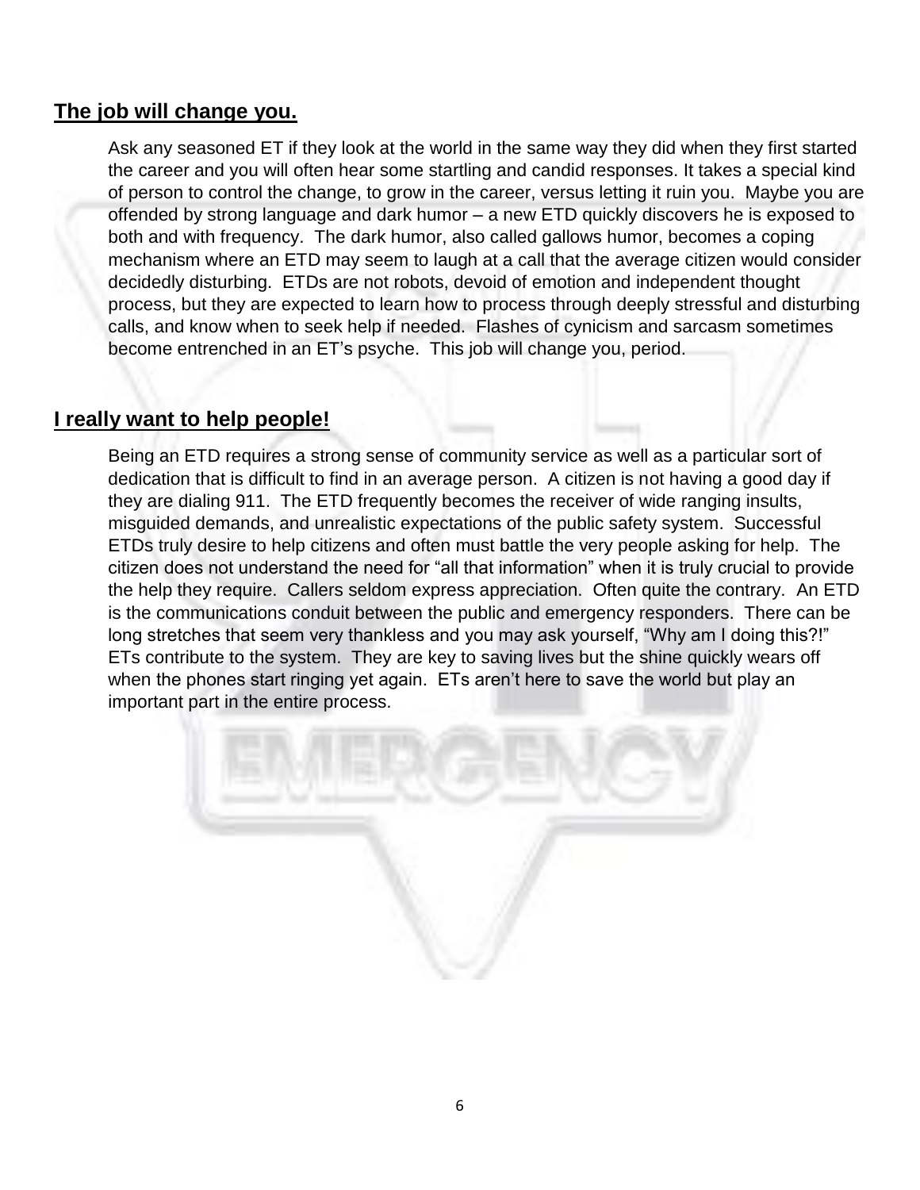## The job will change you.

Ask any seasoned ET if they look at the world in the same way they did when they first started the career and you will often hear some startling and candid responses. It takes a special kind of person to control the change, to grow in the career, versus letting it ruin you. Maybe you are offended by strong language and dark humor – a new ETD quickly discovers he is exposed to both and with frequency. The dark humor, also called gallows humor, becomes a coping mechanism where an ETD may seem to laugh at a call that the average citizen would consider decidedly disturbing. ETDs are not robots, devoid of emotion and independent thought process, but they are expected to learn how to process through deeply stressful and disturbing calls, and know when to seek help if needed. Flashes of cynicism and sarcasm sometimes become entrenched in an ET's psyche. This job will change you, period.

## I really want to help people!

Being an ETD requires a strong sense of community service as well as a particular sort of dedication that is difficult to find in an average person. A citizen is not having a good day if they are dialing 911. The ETD frequently becomes the receiver of wide ranging insults, misguided demands, and unrealistic expectations of the public safety system. Successful ETDs truly desire to help citizens and often must battle the very people asking for help. The citizen does not understand the need for "all that information" when it is truly crucial to provide the help they require. Callers seldom express appreciation. Often quite the contrary. An ETD is the communications conduit between the public and emergency responders. There can be long stretches that seem very thankless and you may ask yourself, "Why am I doing this?!" ETs contribute to the system. They are key to saving lives but the shine quickly wears off when the phones start ringing yet again. ETs aren't here to save the world but play an important part in the entire process.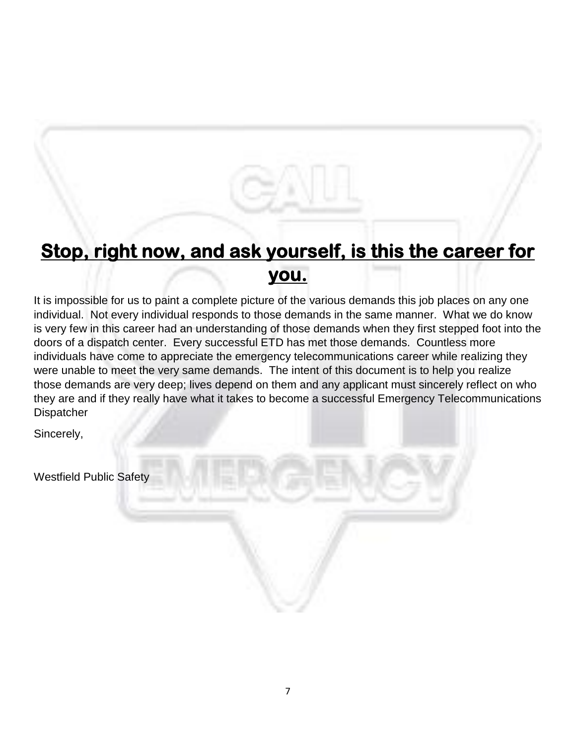## **Stop, right now, and ask yourself, is this the career for you.**

It is impossible for us to paint a complete picture of the various demands this job places on any one individual. Not every individual responds to those demands in the same manner. What we do know is very few in this career had an understanding of those demands when they first stepped foot into the doors of a dispatch center. Every successful ETD has met those demands. Countless more individuals have come to appreciate the emergency telecommunications career while realizing they were unable to meet the very same demands. The intent of this document is to help you realize those demands are very deep; lives depend on them and any applicant must sincerely reflect on who they are and if they really have what it takes to become a successful Emergency Telecommunications Dispatcher

Sincerely,

Westfield Public Safety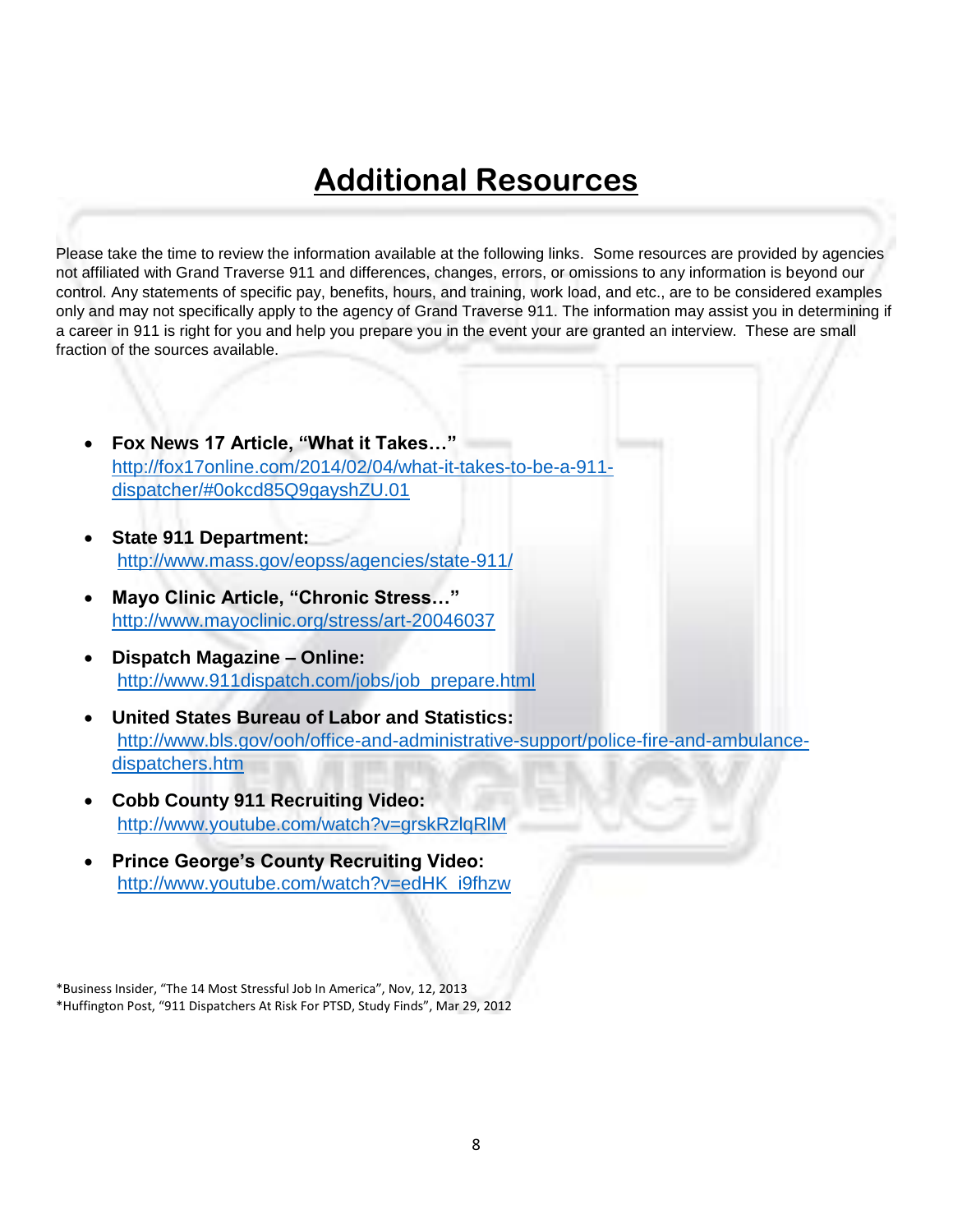# Additional Resources

Please take the time to review the information available at the following links. Some resources are provided by agencies not affiliated with Grand Traverse 911 and differences, changes, errors, or omissions to any information is beyond our control. Any statements of specific pay, benefits, hours, and training, work load, and etc., are to be considered examples only and may not specifically apply to the agency of Grand Traverse 911. The information may assist you in determining if a career in 911 is right for you and help you prepare you in the event your are granted an interview. These are small fraction of the sources available.

- **Fox News 17 Article, "What it Takes…"**
  http://fox17online.com/2014/02/04/what-it-takes-to-be-a-911-dispatcher/#0okcd85Q9gayshZU.01

- **State 911 Department:**
  http://www.mass.gov/eopss/agencies/state-911/

- **Mayo Clinic Article, "Chronic Stress…"**
  http://www.mayoclinic.org/stress/art-20046037

- **Dispatch Magazine – Online:**
  http://www.911dispatch.com/jobs/job_prepare.html

- **United States Bureau of Labor and Statistics:**
  http://www.bls.gov/ooh/office-and-administrative-support/police-fire-and-ambulance-dispatchers.htm

- **Cobb County 911 Recruiting Video:**
  http://www.youtube.com/watch?v=grskRzlqRlM

- **Prince George's County Recruiting Video:**
  http://www.youtube.com/watch?v=edHK_i9fhzw

*Business Insider, "The 14 Most Stressful Job In America", Nov, 12, 2013
*Huffington Post, "911 Dispatchers At Risk For PTSD, Study Finds", Mar 29, 2012